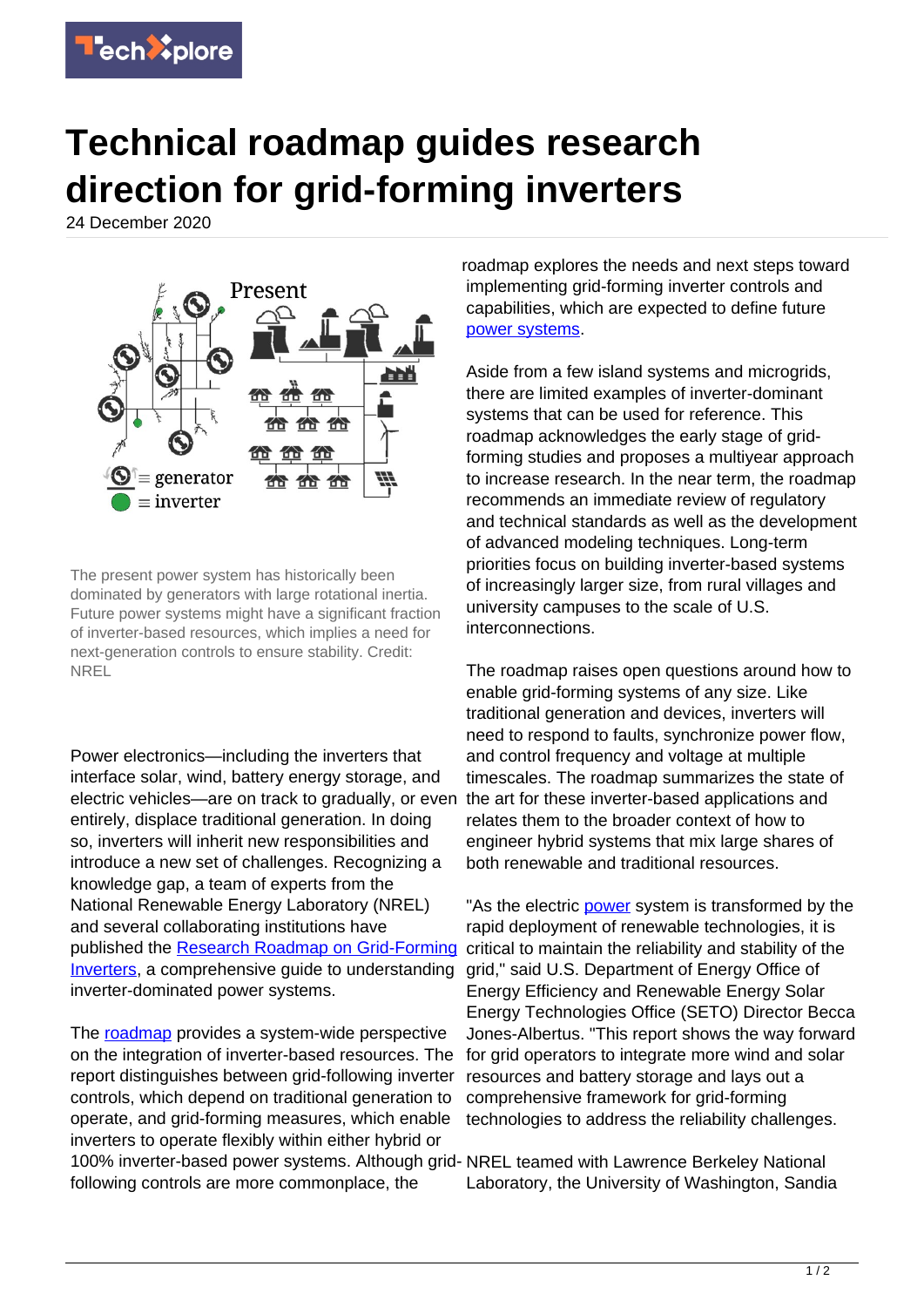# Technical roadmap guides research direction for grid-forming inverters

24 December 2020

The present power system has historically been dominated by generators with large rotational inertia. Future power systems might have a significant fraction of inverter-based resources, which implies a need for next-generation controls to ensure stability. Credit: NREL

Power electronics—including the inverters that interface solar, wind, battery energy storage, and electric vehicles—are on track to gradually, or even entirely, displace traditional generation. In doing so, inverters will inherit new responsibilities and introduce a new set of challenges. Recognizing a knowledge gap, a team of experts from the National Renewable Energy Laboratory (NREL) and several collaborating institutions have published the Research Roadmap on Grid-Forming Inverters, a comprehensive guide to understanding inverter-dominated power systems.

The roadmap provides a system-wide perspective on the integration of inverter-based resources. The report distinguishes between grid-following inverter controls, which depend on traditional generation to operate, and grid-forming measures, which enable inverters to operate flexibly within either hybrid or 100% inverter-based power systems. Although grid-following controls are more commonplace, the roadmap explores the needs and next steps toward implementing grid-forming inverter controls and capabilities, which are expected to define future power systems.

Aside from a few island systems and microgrids, there are limited examples of inverter-dominant systems that can be used for reference. This roadmap acknowledges the early stage of grid-forming studies and proposes a multiyear approach to increase research. In the near term, the roadmap recommends an immediate review of regulatory and technical standards as well as the development of advanced modeling techniques. Long-term priorities focus on building inverter-based systems of increasingly larger size, from rural villages and university campuses to the scale of U.S. interconnections.

The roadmap raises open questions around how to enable grid-forming systems of any size. Like traditional generation and devices, inverters will need to respond to faults, synchronize power flow, and control frequency and voltage at multiple timescales. The roadmap summarizes the state of the art for these inverter-based applications and relates them to the broader context of how to engineer hybrid systems that mix large shares of both renewable and traditional resources.

"As the electric power system is transformed by the rapid deployment of renewable technologies, it is critical to maintain the reliability and stability of the grid," said U.S. Department of Energy Office of Energy Efficiency and Renewable Energy Solar Energy Technologies Office (SETO) Director Becca Jones-Albertus. "This report shows the way forward for grid operators to integrate more wind and solar resources and battery storage and lays out a comprehensive framework for grid-forming technologies to address the reliability challenges.

NREL teamed with Lawrence Berkeley National Laboratory, the University of Washington, Sandia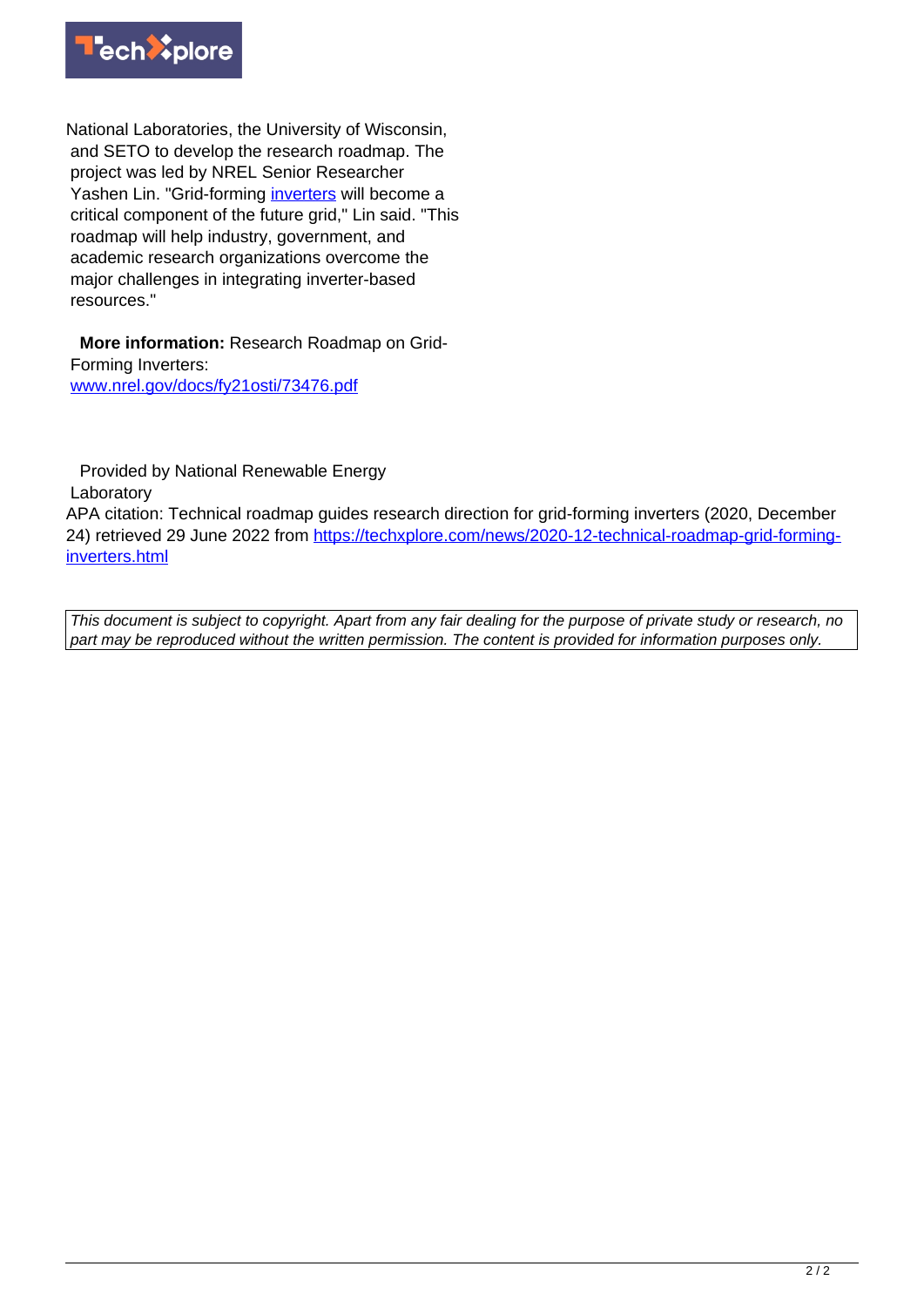National Laboratories, the University of Wisconsin, and SETO to develop the research roadmap. The project was led by NREL Senior Researcher Yashen Lin. "Grid-forming inverters will become a critical component of the future grid," Lin said. "This roadmap will help industry, government, and academic research organizations overcome the major challenges in integrating inverter-based resources."

**More information:** Research Roadmap on Grid-Forming Inverters: www.nrel.gov/docs/fy21osti/73476.pdf

Provided by National Renewable Energy Laboratory

APA citation: Technical roadmap guides research direction for grid-forming inverters (2020, December 24) retrieved 29 June 2022 from https://techxplore.com/news/2020-12-technical-roadmap-grid-forming-inverters.html

*This document is subject to copyright. Apart from any fair dealing for the purpose of private study or research, no part may be reproduced without the written permission. The content is provided for information purposes only.*